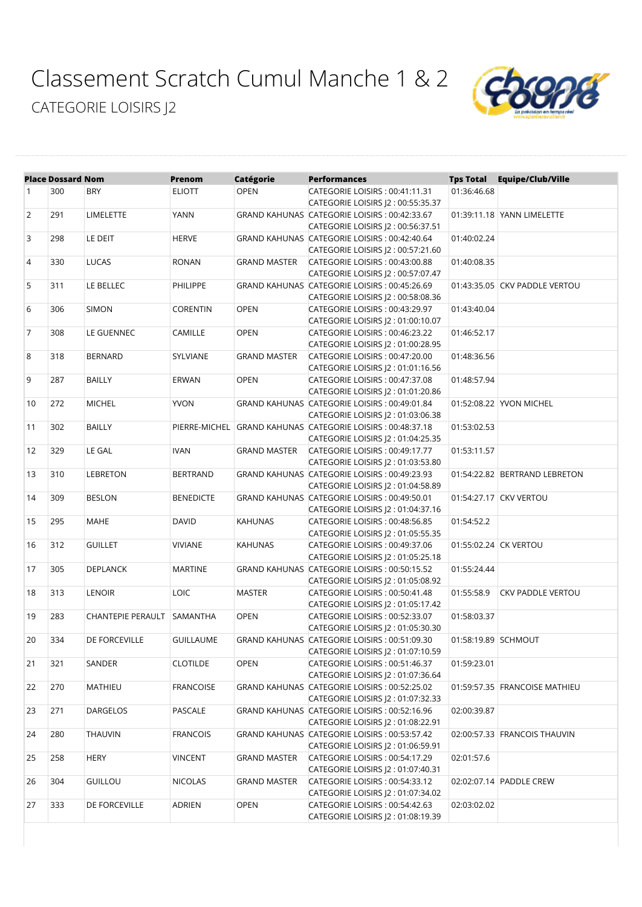# Classement Scratch Cumul Manche 1 & 2

## CATEGORIE LOISIRS J2

| Place | Dossard | Nom | Prenom | Catégorie | Performances | Tps Total | Equipe/Club/Ville |
|---|---|---|---|---|---|---|---|
| 1 | 300 | BRY | ELIOTT | OPEN | CATEGORIE LOISIRS : 00:41:11.31 CATEGORIE LOISIRS J2 : 00:55:35.37 | 01:36:46.68 | |
| 2 | 291 | LIMELETTE | YANN | GRAND KAHUNAS | CATEGORIE LOISIRS : 00:42:33.67 CATEGORIE LOISIRS J2 : 00:56:37.51 | 01:39:11.18 | YANN LIMELETTE |
| 3 | 298 | LE DEIT | HERVE | GRAND KAHUNAS | CATEGORIE LOISIRS : 00:42:40.64 CATEGORIE LOISIRS J2 : 00:57:21.60 | 01:40:02.24 | |
| 4 | 330 | LUCAS | RONAN | GRAND MASTER | CATEGORIE LOISIRS : 00:43:00.88 CATEGORIE LOISIRS J2 : 00:57:07.47 | 01:40:08.35 | |
| 5 | 311 | LE BELLEC | PHILIPPE | GRAND KAHUNAS | CATEGORIE LOISIRS : 00:45:26.69 CATEGORIE LOISIRS J2 : 00:58:08.36 | 01:43:35.05 | CKV PADDLE VERTOU |
| 6 | 306 | SIMON | CORENTIN | OPEN | CATEGORIE LOISIRS : 00:43:29.97 CATEGORIE LOISIRS J2 : 01:00:10.07 | 01:43:40.04 | |
| 7 | 308 | LE GUENNEC | CAMILLE | OPEN | CATEGORIE LOISIRS : 00:46:23.22 CATEGORIE LOISIRS J2 : 01:00:28.95 | 01:46:52.17 | |
| 8 | 318 | BERNARD | SYLVIANE | GRAND MASTER | CATEGORIE LOISIRS : 00:47:20.00 CATEGORIE LOISIRS J2 : 01:01:16.56 | 01:48:36.56 | |
| 9 | 287 | BAILLY | ERWAN | OPEN | CATEGORIE LOISIRS : 00:47:37.08 CATEGORIE LOISIRS J2 : 01:01:20.86 | 01:48:57.94 | |
| 10 | 272 | MICHEL | YVON | GRAND KAHUNAS | CATEGORIE LOISIRS : 00:49:01.84 CATEGORIE LOISIRS J2 : 01:03:06.38 | 01:52:08.22 | YVON MICHEL |
| 11 | 302 | BAILLY | PIERRE-MICHEL | GRAND KAHUNAS | CATEGORIE LOISIRS : 00:48:37.18 CATEGORIE LOISIRS J2 : 01:04:25.35 | 01:53:02.53 | |
| 12 | 329 | LE GAL | IVAN | GRAND MASTER | CATEGORIE LOISIRS : 00:49:17.77 CATEGORIE LOISIRS J2 : 01:03:53.80 | 01:53:11.57 | |
| 13 | 310 | LEBRETON | BERTRAND | GRAND KAHUNAS | CATEGORIE LOISIRS : 00:49:23.93 CATEGORIE LOISIRS J2 : 01:04:58.89 | 01:54:22.82 | BERTRAND LEBRETON |
| 14 | 309 | BESLON | BENEDICTE | GRAND KAHUNAS | CATEGORIE LOISIRS : 00:49:50.01 CATEGORIE LOISIRS J2 : 01:04:37.16 | 01:54:27.17 | CKV VERTOU |
| 15 | 295 | MAHE | DAVID | KAHUNAS | CATEGORIE LOISIRS : 00:48:56.85 CATEGORIE LOISIRS J2 : 01:05:55.35 | 01:54:52.2 | |
| 16 | 312 | GUILLET | VIVIANE | KAHUNAS | CATEGORIE LOISIRS : 00:49:37.06 CATEGORIE LOISIRS J2 : 01:05:25.18 | 01:55:02.24 | CK VERTOU |
| 17 | 305 | DEPLANCK | MARTINE | GRAND KAHUNAS | CATEGORIE LOISIRS : 00:50:15.52 CATEGORIE LOISIRS J2 : 01:05:08.92 | 01:55:24.44 | |
| 18 | 313 | LENOIR | LOIC | MASTER | CATEGORIE LOISIRS : 00:50:41.48 CATEGORIE LOISIRS J2 : 01:05:17.42 | 01:55:58.9 | CKV PADDLE VERTOU |
| 19 | 283 | CHANTEPIE PERAULT | SAMANTHA | OPEN | CATEGORIE LOISIRS : 00:52:33.07 CATEGORIE LOISIRS J2 : 01:05:30.30 | 01:58:03.37 | |
| 20 | 334 | DE FORCEVILLE | GUILLAUME | GRAND KAHUNAS | CATEGORIE LOISIRS : 00:51:09.30 CATEGORIE LOISIRS J2 : 01:07:10.59 | 01:58:19.89 | SCHMOUT |
| 21 | 321 | SANDER | CLOTILDE | OPEN | CATEGORIE LOISIRS : 00:51:46.37 CATEGORIE LOISIRS J2 : 01:07:36.64 | 01:59:23.01 | |
| 22 | 270 | MATHIEU | FRANCOISE | GRAND KAHUNAS | CATEGORIE LOISIRS : 00:52:25.02 CATEGORIE LOISIRS J2 : 01:07:32.33 | 01:59:57.35 | FRANCOISE MATHIEU |
| 23 | 271 | DARGELOS | PASCALE | GRAND KAHUNAS | CATEGORIE LOISIRS : 00:52:16.96 CATEGORIE LOISIRS J2 : 01:08:22.91 | 02:00:39.87 | |
| 24 | 280 | THAUVIN | FRANCOIS | GRAND KAHUNAS | CATEGORIE LOISIRS : 00:53:57.42 CATEGORIE LOISIRS J2 : 01:06:59.91 | 02:00:57.33 | FRANCOIS THAUVIN |
| 25 | 258 | HERY | VINCENT | GRAND MASTER | CATEGORIE LOISIRS : 00:54:17.29 CATEGORIE LOISIRS J2 : 01:07:40.31 | 02:01:57.6 | |
| 26 | 304 | GUILLOU | NICOLAS | GRAND MASTER | CATEGORIE LOISIRS : 00:54:33.12 CATEGORIE LOISIRS J2 : 01:07:34.02 | 02:02:07.14 | PADDLE CREW |
| 27 | 333 | DE FORCEVILLE | ADRIEN | OPEN | CATEGORIE LOISIRS : 00:54:42.63 CATEGORIE LOISIRS J2 : 01:08:19.39 | 02:03:02.02 | |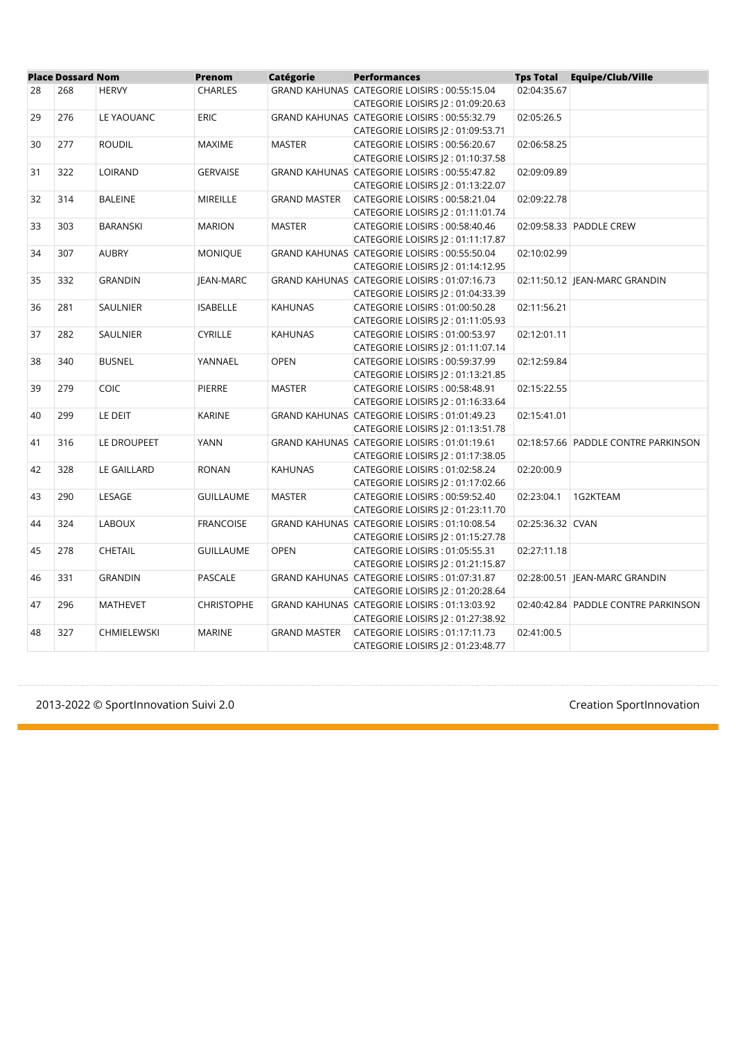| Place | Dossard | Nom | Prenom | Catégorie | Performances | Tps Total | Equipe/Club/Ville |
|---|---|---|---|---|---|---|---|
| 28 | 268 | HERVY | CHARLES | GRAND KAHUNAS | CATEGORIE LOISIRS : 00:55:15.04 CATEGORIE LOISIRS J2 : 01:09:20.63 | 02:04:35.67 | |
| 29 | 276 | LE YAOUANC | ERIC | GRAND KAHUNAS | CATEGORIE LOISIRS : 00:55:32.79 CATEGORIE LOISIRS J2 : 01:09:53.71 | 02:05:26.5 | |
| 30 | 277 | ROUDIL | MAXIME | MASTER | CATEGORIE LOISIRS : 00:56:20.67 CATEGORIE LOISIRS J2 : 01:10:37.58 | 02:06:58.25 | |
| 31 | 322 | LOIRAND | GERVAISE | GRAND KAHUNAS | CATEGORIE LOISIRS : 00:55:47.82 CATEGORIE LOISIRS J2 : 01:13:22.07 | 02:09:09.89 | |
| 32 | 314 | BALEINE | MIREILLE | GRAND MASTER | CATEGORIE LOISIRS : 00:58:21.04 CATEGORIE LOISIRS J2 : 01:11:01.74 | 02:09:22.78 | |
| 33 | 303 | BARANSKI | MARION | MASTER | CATEGORIE LOISIRS : 00:58:40.46 CATEGORIE LOISIRS J2 : 01:11:17.87 | 02:09:58.33 | PADDLE CREW |
| 34 | 307 | AUBRY | MONIQUE | GRAND KAHUNAS | CATEGORIE LOISIRS : 00:55:50.04 CATEGORIE LOISIRS J2 : 01:14:12.95 | 02:10:02.99 | |
| 35 | 332 | GRANDIN | JEAN-MARC | GRAND KAHUNAS | CATEGORIE LOISIRS : 01:07:16.73 CATEGORIE LOISIRS J2 : 01:04:33.39 | 02:11:50.12 | JEAN-MARC GRANDIN |
| 36 | 281 | SAULNIER | ISABELLE | KAHUNAS | CATEGORIE LOISIRS : 01:00:50.28 CATEGORIE LOISIRS J2 : 01:11:05.93 | 02:11:56.21 | |
| 37 | 282 | SAULNIER | CYRILLE | KAHUNAS | CATEGORIE LOISIRS : 01:00:53.97 CATEGORIE LOISIRS J2 : 01:11:07.14 | 02:12:01.11 | |
| 38 | 340 | BUSNEL | YANNAEL | OPEN | CATEGORIE LOISIRS : 00:59:37.99 CATEGORIE LOISIRS J2 : 01:13:21.85 | 02:12:59.84 | |
| 39 | 279 | COIC | PIERRE | MASTER | CATEGORIE LOISIRS : 00:58:48.91 CATEGORIE LOISIRS J2 : 01:16:33.64 | 02:15:22.55 | |
| 40 | 299 | LE DEIT | KARINE | GRAND KAHUNAS | CATEGORIE LOISIRS : 01:01:49.23 CATEGORIE LOISIRS J2 : 01:13:51.78 | 02:15:41.01 | |
| 41 | 316 | LE DROUPEET | YANN | GRAND KAHUNAS | CATEGORIE LOISIRS : 01:01:19.61 CATEGORIE LOISIRS J2 : 01:17:38.05 | 02:18:57.66 | PADDLE CONTRE PARKINSON |
| 42 | 328 | LE GAILLARD | RONAN | KAHUNAS | CATEGORIE LOISIRS : 01:02:58.24 CATEGORIE LOISIRS J2 : 01:17:02.66 | 02:20:00.9 | |
| 43 | 290 | LESAGE | GUILLAUME | MASTER | CATEGORIE LOISIRS : 00:59:52.40 CATEGORIE LOISIRS J2 : 01:23:11.70 | 02:23:04.1 | 1G2KTEAM |
| 44 | 324 | LABOUX | FRANCOISE | GRAND KAHUNAS | CATEGORIE LOISIRS : 01:10:08.54 CATEGORIE LOISIRS J2 : 01:15:27.78 | 02:25:36.32 | CVAN |
| 45 | 278 | CHETAIL | GUILLAUME | OPEN | CATEGORIE LOISIRS : 01:05:55.31 CATEGORIE LOISIRS J2 : 01:21:15.87 | 02:27:11.18 | |
| 46 | 331 | GRANDIN | PASCALE | GRAND KAHUNAS | CATEGORIE LOISIRS : 01:07:31.87 CATEGORIE LOISIRS J2 : 01:20:28.64 | 02:28:00.51 | JEAN-MARC GRANDIN |
| 47 | 296 | MATHEVET | CHRISTOPHE | GRAND KAHUNAS | CATEGORIE LOISIRS : 01:13:03.92 CATEGORIE LOISIRS J2 : 01:27:38.92 | 02:40:42.84 | PADDLE CONTRE PARKINSON |
| 48 | 327 | CHMIELEWSKI | MARINE | GRAND MASTER | CATEGORIE LOISIRS : 01:17:11.73 CATEGORIE LOISIRS J2 : 01:23:48.77 | 02:41:00.5 | |

2013-2022 © SportInnovation Suivi 2.0

Creation SportInnovation